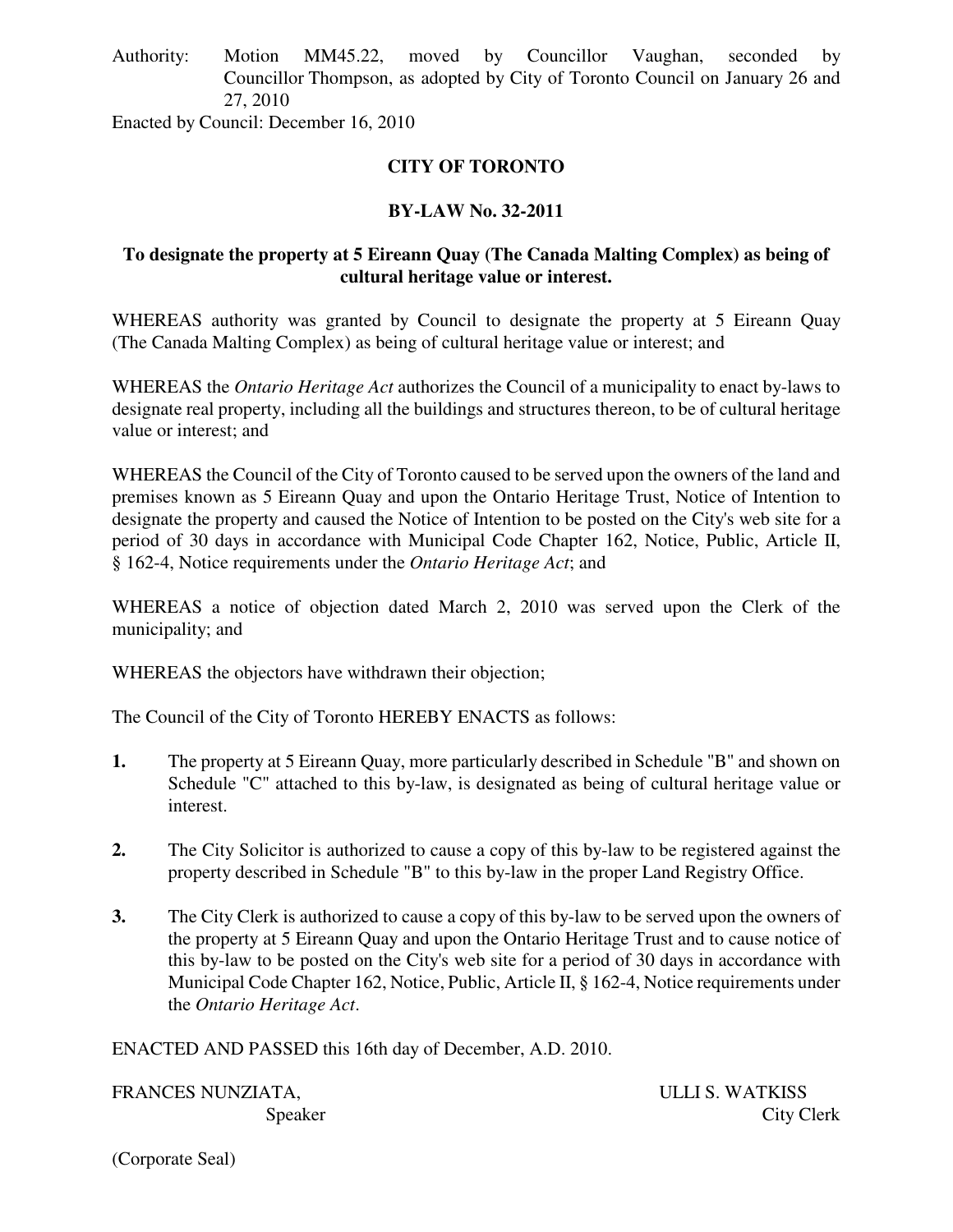Authority: Motion MM45.22, moved by Councillor Vaughan, seconded by Councillor Thompson, as adopted by City of Toronto Council on January 26 and 27, 2010

Enacted by Council: December 16, 2010

# CITY OF TORONTO

## BY-LAW No. 32-2011

### To designate the property at 5 Eireann Quay (The Canada Malting Complex) as being of cultural heritage value or interest.

WHEREAS authority was granted by Council to designate the property at 5 Eireann Quay (The Canada Malting Complex) as being of cultural heritage value or interest; and

WHEREAS the *Ontario Heritage Act* authorizes the Council of a municipality to enact by-laws to designate real property, including all the buildings and structures thereon, to be of cultural heritage value or interest; and

WHEREAS the Council of the City of Toronto caused to be served upon the owners of the land and premises known as 5 Eireann Quay and upon the Ontario Heritage Trust, Notice of Intention to designate the property and caused the Notice of Intention to be posted on the City's web site for a period of 30 days in accordance with Municipal Code Chapter 162, Notice, Public, Article II, § 162-4, Notice requirements under the *Ontario Heritage Act*; and

WHEREAS a notice of objection dated March 2, 2010 was served upon the Clerk of the municipality; and

WHEREAS the objectors have withdrawn their objection;

The Council of the City of Toronto HEREBY ENACTS as follows:

**1.** The property at 5 Eireann Quay, more particularly described in Schedule "B" and shown on Schedule "C" attached to this by-law, is designated as being of cultural heritage value or interest.

**2.** The City Solicitor is authorized to cause a copy of this by-law to be registered against the property described in Schedule "B" to this by-law in the proper Land Registry Office.

**3.** The City Clerk is authorized to cause a copy of this by-law to be served upon the owners of the property at 5 Eireann Quay and upon the Ontario Heritage Trust and to cause notice of this by-law to be posted on the City's web site for a period of 30 days in accordance with Municipal Code Chapter 162, Notice, Public, Article II, § 162-4, Notice requirements under the *Ontario Heritage Act*.

ENACTED AND PASSED this 16th day of December, A.D. 2010.

FRANCES NUNZIATA, Speaker

ULLI S. WATKISS, City Clerk

(Corporate Seal)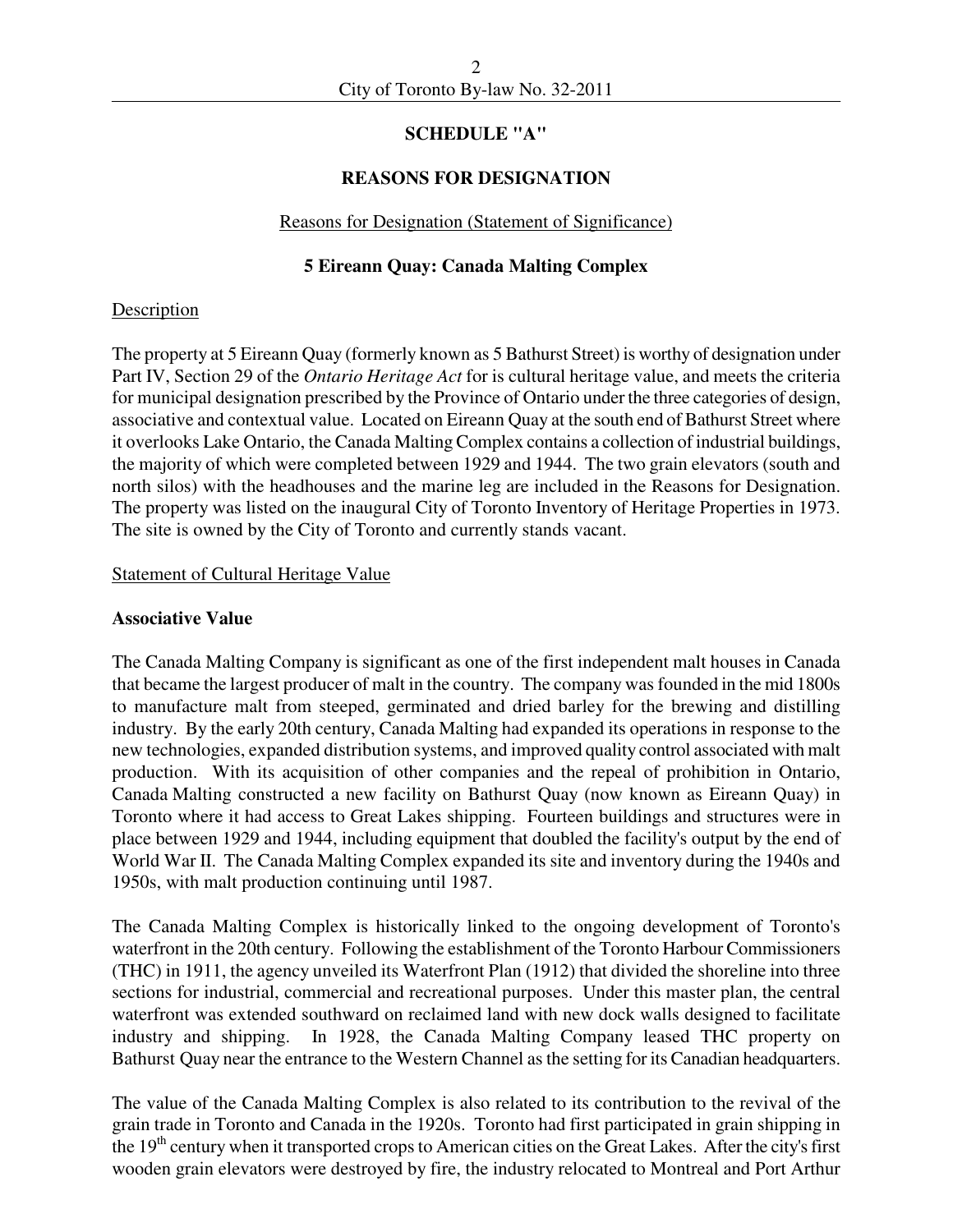## SCHEDULE "A"

## REASONS FOR DESIGNATION

Reasons for Designation (Statement of Significance)

### 5 Eireann Quay: Canada Malting Complex

Description

The property at 5 Eireann Quay (formerly known as 5 Bathurst Street) is worthy of designation under Part IV, Section 29 of the *Ontario Heritage Act* for is cultural heritage value, and meets the criteria for municipal designation prescribed by the Province of Ontario under the three categories of design, associative and contextual value. Located on Eireann Quay at the south end of Bathurst Street where it overlooks Lake Ontario, the Canada Malting Complex contains a collection of industrial buildings, the majority of which were completed between 1929 and 1944. The two grain elevators (south and north silos) with the headhouses and the marine leg are included in the Reasons for Designation. The property was listed on the inaugural City of Toronto Inventory of Heritage Properties in 1973. The site is owned by the City of Toronto and currently stands vacant.

Statement of Cultural Heritage Value

**Associative Value**

The Canada Malting Company is significant as one of the first independent malt houses in Canada that became the largest producer of malt in the country. The company was founded in the mid 1800s to manufacture malt from steeped, germinated and dried barley for the brewing and distilling industry. By the early 20th century, Canada Malting had expanded its operations in response to the new technologies, expanded distribution systems, and improved quality control associated with malt production. With its acquisition of other companies and the repeal of prohibition in Ontario, Canada Malting constructed a new facility on Bathurst Quay (now known as Eireann Quay) in Toronto where it had access to Great Lakes shipping. Fourteen buildings and structures were in place between 1929 and 1944, including equipment that doubled the facility's output by the end of World War II. The Canada Malting Complex expanded its site and inventory during the 1940s and 1950s, with malt production continuing until 1987.

The Canada Malting Complex is historically linked to the ongoing development of Toronto's waterfront in the 20th century. Following the establishment of the Toronto Harbour Commissioners (THC) in 1911, the agency unveiled its Waterfront Plan (1912) that divided the shoreline into three sections for industrial, commercial and recreational purposes. Under this master plan, the central waterfront was extended southward on reclaimed land with new dock walls designed to facilitate industry and shipping. In 1928, the Canada Malting Company leased THC property on Bathurst Quay near the entrance to the Western Channel as the setting for its Canadian headquarters.

The value of the Canada Malting Complex is also related to its contribution to the revival of the grain trade in Toronto and Canada in the 1920s. Toronto had first participated in grain shipping in the 19th century when it transported crops to American cities on the Great Lakes. After the city's first wooden grain elevators were destroyed by fire, the industry relocated to Montreal and Port Arthur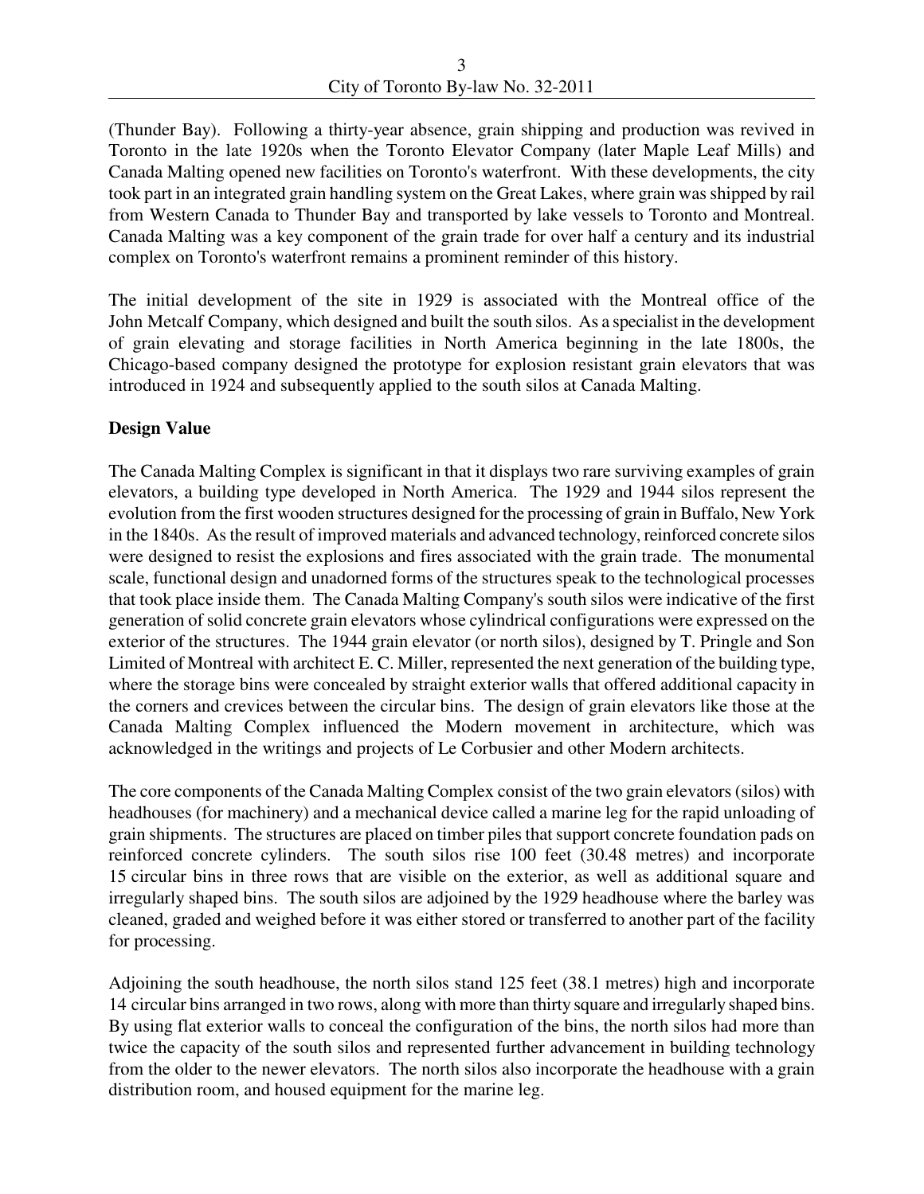(Thunder Bay). Following a thirty-year absence, grain shipping and production was revived in Toronto in the late 1920s when the Toronto Elevator Company (later Maple Leaf Mills) and Canada Malting opened new facilities on Toronto's waterfront. With these developments, the city took part in an integrated grain handling system on the Great Lakes, where grain was shipped by rail from Western Canada to Thunder Bay and transported by lake vessels to Toronto and Montreal. Canada Malting was a key component of the grain trade for over half a century and its industrial complex on Toronto's waterfront remains a prominent reminder of this history.

The initial development of the site in 1929 is associated with the Montreal office of the John Metcalf Company, which designed and built the south silos. As a specialist in the development of grain elevating and storage facilities in North America beginning in the late 1800s, the Chicago-based company designed the prototype for explosion resistant grain elevators that was introduced in 1924 and subsequently applied to the south silos at Canada Malting.

**Design Value**

The Canada Malting Complex is significant in that it displays two rare surviving examples of grain elevators, a building type developed in North America. The 1929 and 1944 silos represent the evolution from the first wooden structures designed for the processing of grain in Buffalo, New York in the 1840s. As the result of improved materials and advanced technology, reinforced concrete silos were designed to resist the explosions and fires associated with the grain trade. The monumental scale, functional design and unadorned forms of the structures speak to the technological processes that took place inside them. The Canada Malting Company's south silos were indicative of the first generation of solid concrete grain elevators whose cylindrical configurations were expressed on the exterior of the structures. The 1944 grain elevator (or north silos), designed by T. Pringle and Son Limited of Montreal with architect E. C. Miller, represented the next generation of the building type, where the storage bins were concealed by straight exterior walls that offered additional capacity in the corners and crevices between the circular bins. The design of grain elevators like those at the Canada Malting Complex influenced the Modern movement in architecture, which was acknowledged in the writings and projects of Le Corbusier and other Modern architects.

The core components of the Canada Malting Complex consist of the two grain elevators (silos) with headhouses (for machinery) and a mechanical device called a marine leg for the rapid unloading of grain shipments. The structures are placed on timber piles that support concrete foundation pads on reinforced concrete cylinders. The south silos rise 100 feet (30.48 metres) and incorporate 15 circular bins in three rows that are visible on the exterior, as well as additional square and irregularly shaped bins. The south silos are adjoined by the 1929 headhouse where the barley was cleaned, graded and weighed before it was either stored or transferred to another part of the facility for processing.

Adjoining the south headhouse, the north silos stand 125 feet (38.1 metres) high and incorporate 14 circular bins arranged in two rows, along with more than thirty square and irregularly shaped bins. By using flat exterior walls to conceal the configuration of the bins, the north silos had more than twice the capacity of the south silos and represented further advancement in building technology from the older to the newer elevators. The north silos also incorporate the headhouse with a grain distribution room, and housed equipment for the marine leg.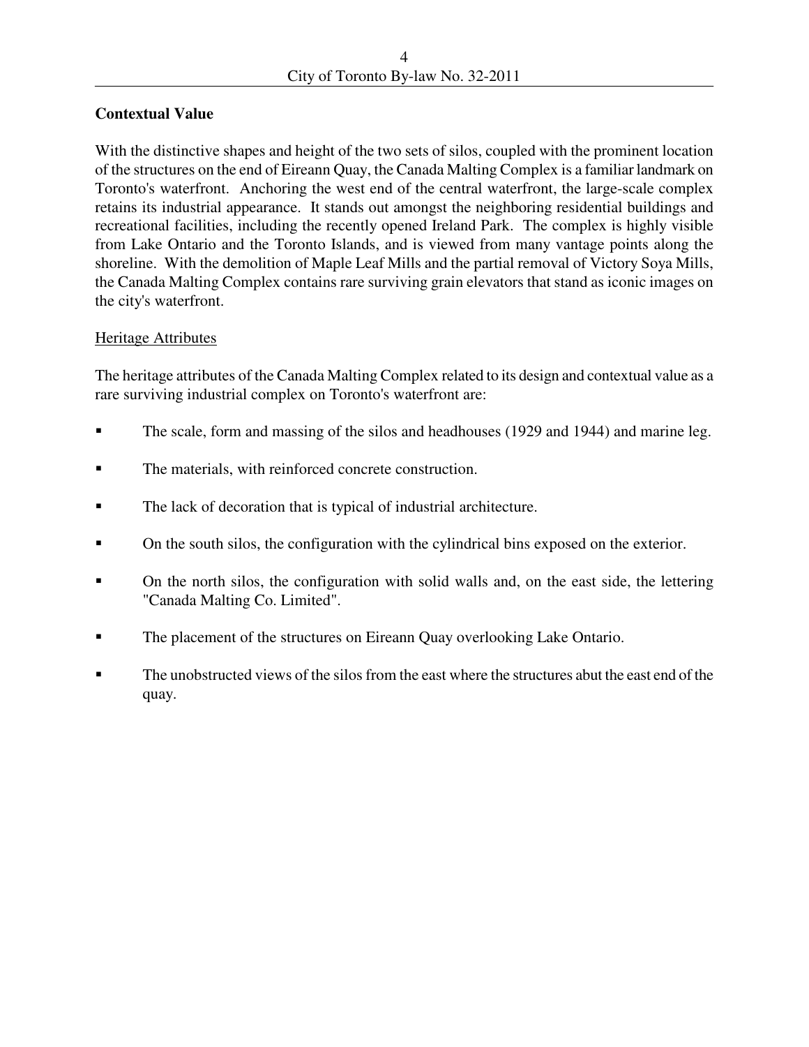**Contextual Value**

With the distinctive shapes and height of the two sets of silos, coupled with the prominent location of the structures on the end of Eireann Quay, the Canada Malting Complex is a familiar landmark on Toronto's waterfront. Anchoring the west end of the central waterfront, the large-scale complex retains its industrial appearance. It stands out amongst the neighboring residential buildings and recreational facilities, including the recently opened Ireland Park. The complex is highly visible from Lake Ontario and the Toronto Islands, and is viewed from many vantage points along the shoreline. With the demolition of Maple Leaf Mills and the partial removal of Victory Soya Mills, the Canada Malting Complex contains rare surviving grain elevators that stand as iconic images on the city's waterfront.

Heritage Attributes

The heritage attributes of the Canada Malting Complex related to its design and contextual value as a rare surviving industrial complex on Toronto's waterfront are:

- The scale, form and massing of the silos and headhouses (1929 and 1944) and marine leg.
- The materials, with reinforced concrete construction.
- The lack of decoration that is typical of industrial architecture.
- On the south silos, the configuration with the cylindrical bins exposed on the exterior.
- On the north silos, the configuration with solid walls and, on the east side, the lettering "Canada Malting Co. Limited".
- The placement of the structures on Eireann Quay overlooking Lake Ontario.
- The unobstructed views of the silos from the east where the structures abut the east end of the quay.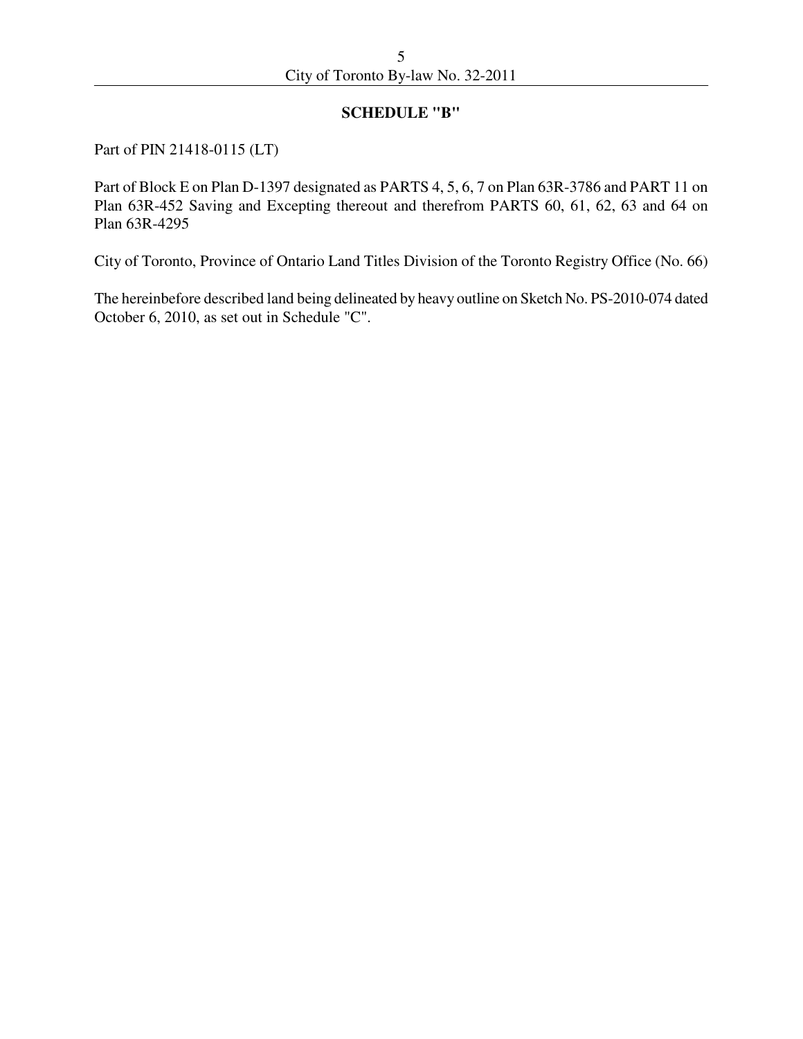## SCHEDULE "B"

Part of PIN 21418-0115 (LT)

Part of Block E on Plan D-1397 designated as PARTS 4, 5, 6, 7 on Plan 63R-3786 and PART 11 on Plan 63R-452 Saving and Excepting thereout and therefrom PARTS 60, 61, 62, 63 and 64 on Plan 63R-4295

City of Toronto, Province of Ontario Land Titles Division of the Toronto Registry Office (No. 66)

The hereinbefore described land being delineated by heavy outline on Sketch No. PS-2010-074 dated October 6, 2010, as set out in Schedule "C".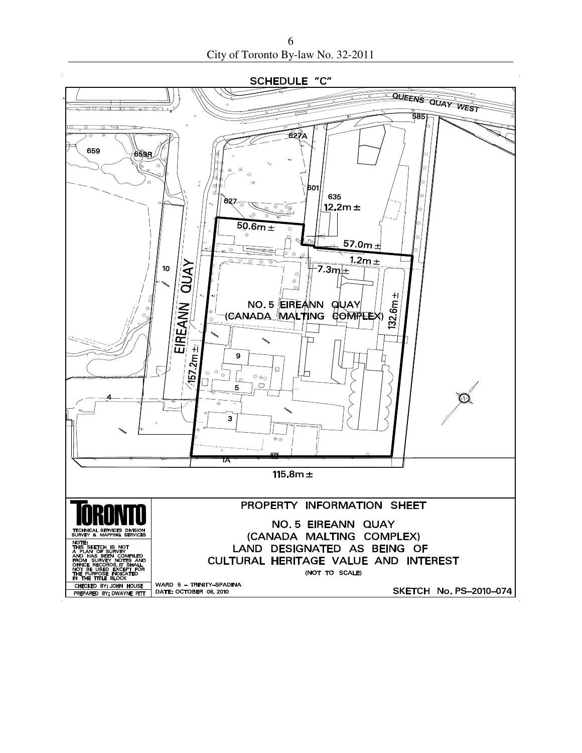## SCHEDULE "C"

QUEENS QUAY WEST

585

627A

659

659R

601

635

627

12.2m ±

50.6m ±

57.0m ±

1.2m ±

7.3m ±

10

EIREANN QUAY

NO. 5 EIREANN QUAY
(CANADA MALTING COMPLEX)

132.6m ±

157.2m ±

9

5

4

3

1A

1B

115.8m ±

**TORONTO**

TECHNICAL SERVICES DIVISION
SURVEY & MAPPING SERVICES

NOTE:
THIS SKETCH IS NOT A PLAN OF SURVEY AND HAS BEEN COMPILED FROM SURVEY NOTES AND OFFICE RECORDS, IT SHALL NOT BE USED EXCEPT FOR THE PURPOSE INDICATED IN THE TITLE BLOCK

CHECKED BY: JOHN HOUSE

PREPARED BY: DWAYNE PITT

PROPERTY INFORMATION SHEET

NO. 5 EIREANN QUAY
(CANADA MALTING COMPLEX)
LAND DESIGNATED AS BEING OF
CULTURAL HERITAGE VALUE AND INTEREST

(NOT TO SCALE)

WARD 5 – TRINITY-SPADINA

DATE: OCTOBER 06, 2010

SKETCH No. PS–2010–074